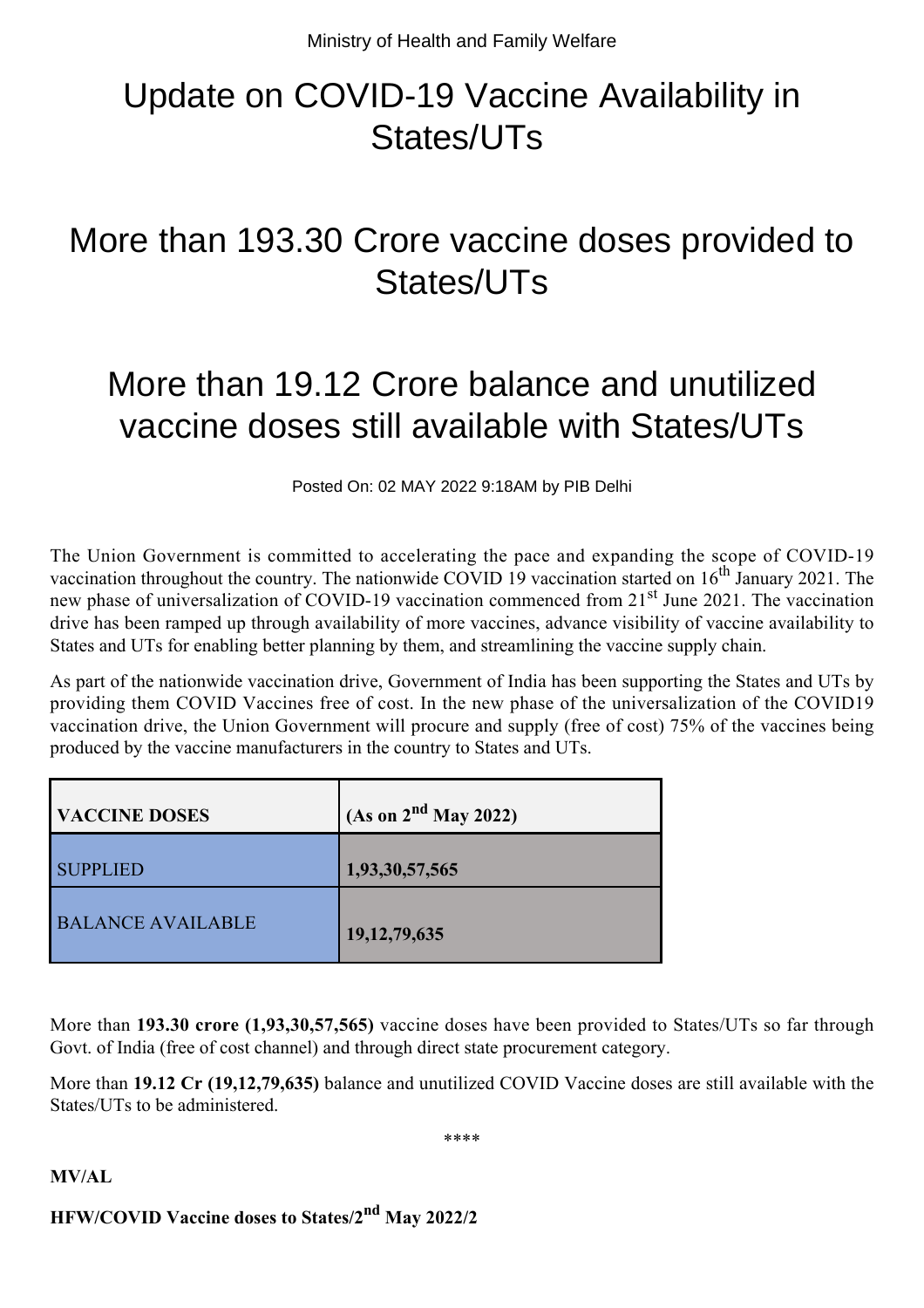Ministry of Health and Family Welfare

# Update on COVID-19 Vaccine Availability in States/UTs

# More than 193.30 Crore vaccine doses provided to States/UTs

# More than 19.12 Crore balance and unutilized vaccine doses still available with States/UTs

Posted On: 02 MAY 2022 9:18AM by PIB Delhi

The Union Government is committed to accelerating the pace and expanding the scope of COVID-19 vaccination throughout the country. The nationwide COVID 19 vaccination started on 16th January 2021. The new phase of universalization of COVID-19 vaccination commenced from 21st June 2021. The vaccination drive has been ramped up through availability of more vaccines, advance visibility of vaccine availability to States and UTs for enabling better planning by them, and streamlining the vaccine supply chain.

As part of the nationwide vaccination drive, Government of India has been supporting the States and UTs by providing them COVID Vaccines free of cost. In the new phase of the universalization of the COVID19 vaccination drive, the Union Government will procure and supply (free of cost) 75% of the vaccines being produced by the vaccine manufacturers in the country to States and UTs.

| VACCINE DOSES | (As on 2nd May 2022) |
| --- | --- |
| SUPPLIED | **1,93,30,57,565** |
| BALANCE AVAILABLE | **19,12,79,635** |

More than **193.30 crore (1,93,30,57,565)** vaccine doses have been provided to States/UTs so far through Govt. of India (free of cost channel) and through direct state procurement category.

More than **19.12 Cr (19,12,79,635)** balance and unutilized COVID Vaccine doses are still available with the States/UTs to be administered.

\*\*\*\*

**MV/AL**

**HFW/COVID Vaccine doses to States/2nd May 2022/2**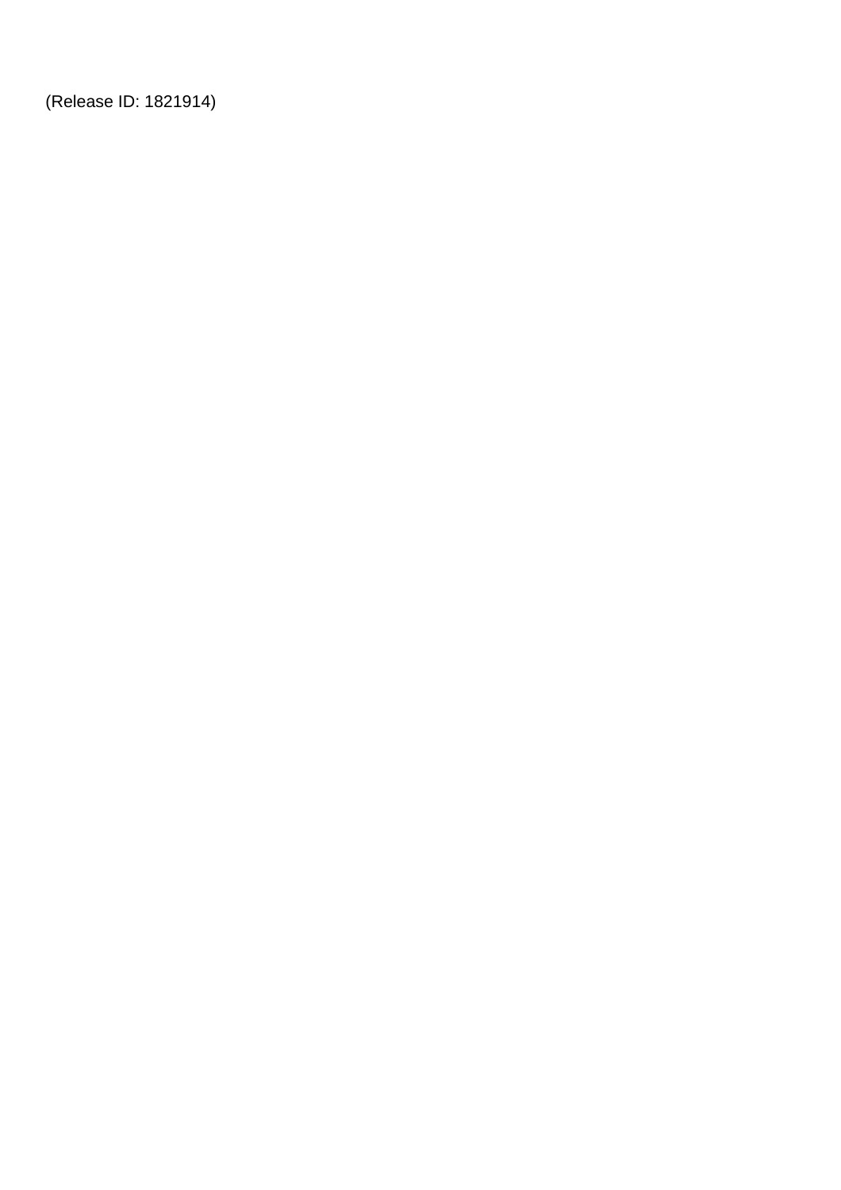(Release ID: 1821914)